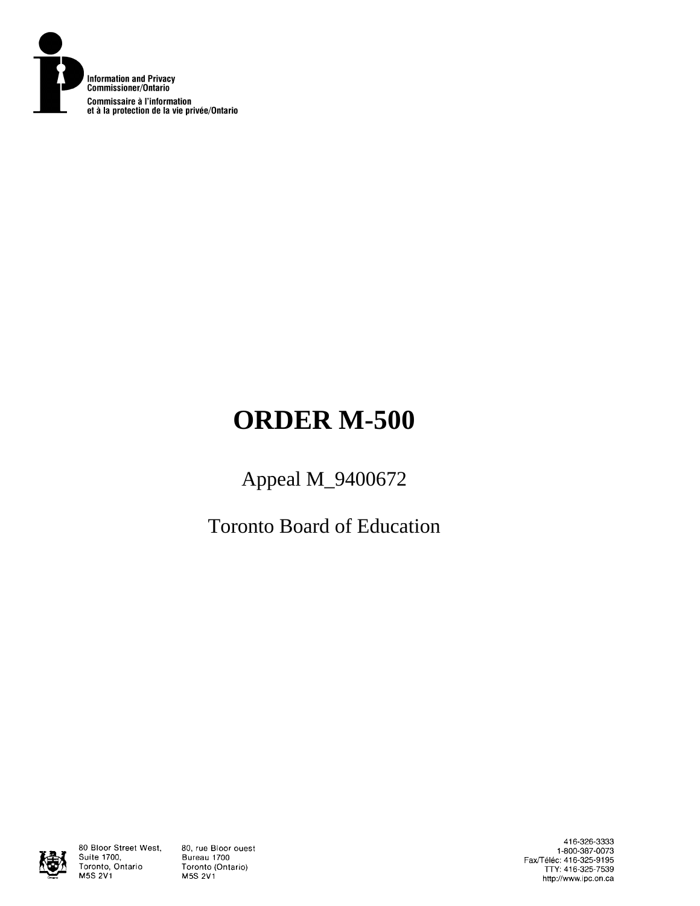Information and Privacy Commissioner/Ontario

Commissaire à l'information et à la protection de la vie privée/Ontario

# ORDER M-500

Appeal M_9400672

Toronto Board of Education

80 Bloor Street West, Suite 1700, Toronto, Ontario M5S 2V1

80, rue Bloor ouest Bureau 1700 Toronto (Ontario) M5S 2V1

416-326-3333
1-800-387-0073
Fax/Téléc: 416-325-9195
TTY: 416-325-7539
http://www.ipc.on.ca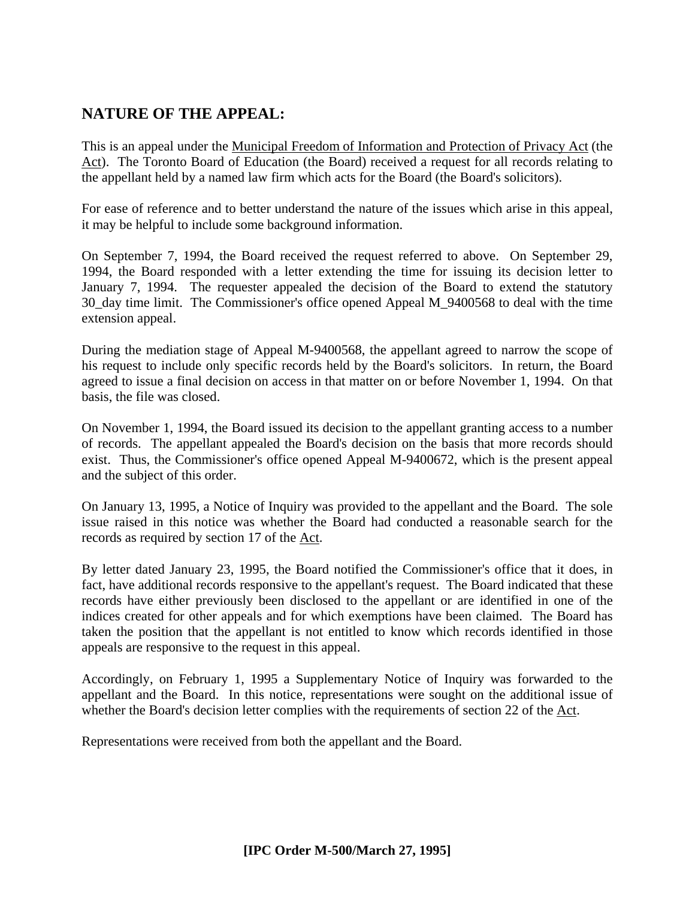## NATURE OF THE APPEAL:

This is an appeal under the Municipal Freedom of Information and Protection of Privacy Act (the Act). The Toronto Board of Education (the Board) received a request for all records relating to the appellant held by a named law firm which acts for the Board (the Board's solicitors).

For ease of reference and to better understand the nature of the issues which arise in this appeal, it may be helpful to include some background information.

On September 7, 1994, the Board received the request referred to above. On September 29, 1994, the Board responded with a letter extending the time for issuing its decision letter to January 7, 1994. The requester appealed the decision of the Board to extend the statutory 30_day time limit. The Commissioner's office opened Appeal M_9400568 to deal with the time extension appeal.

During the mediation stage of Appeal M-9400568, the appellant agreed to narrow the scope of his request to include only specific records held by the Board's solicitors. In return, the Board agreed to issue a final decision on access in that matter on or before November 1, 1994. On that basis, the file was closed.

On November 1, 1994, the Board issued its decision to the appellant granting access to a number of records. The appellant appealed the Board's decision on the basis that more records should exist. Thus, the Commissioner's office opened Appeal M-9400672, which is the present appeal and the subject of this order.

On January 13, 1995, a Notice of Inquiry was provided to the appellant and the Board. The sole issue raised in this notice was whether the Board had conducted a reasonable search for the records as required by section 17 of the Act.

By letter dated January 23, 1995, the Board notified the Commissioner's office that it does, in fact, have additional records responsive to the appellant's request. The Board indicated that these records have either previously been disclosed to the appellant or are identified in one of the indices created for other appeals and for which exemptions have been claimed. The Board has taken the position that the appellant is not entitled to know which records identified in those appeals are responsive to the request in this appeal.

Accordingly, on February 1, 1995 a Supplementary Notice of Inquiry was forwarded to the appellant and the Board. In this notice, representations were sought on the additional issue of whether the Board's decision letter complies with the requirements of section 22 of the Act.

Representations were received from both the appellant and the Board.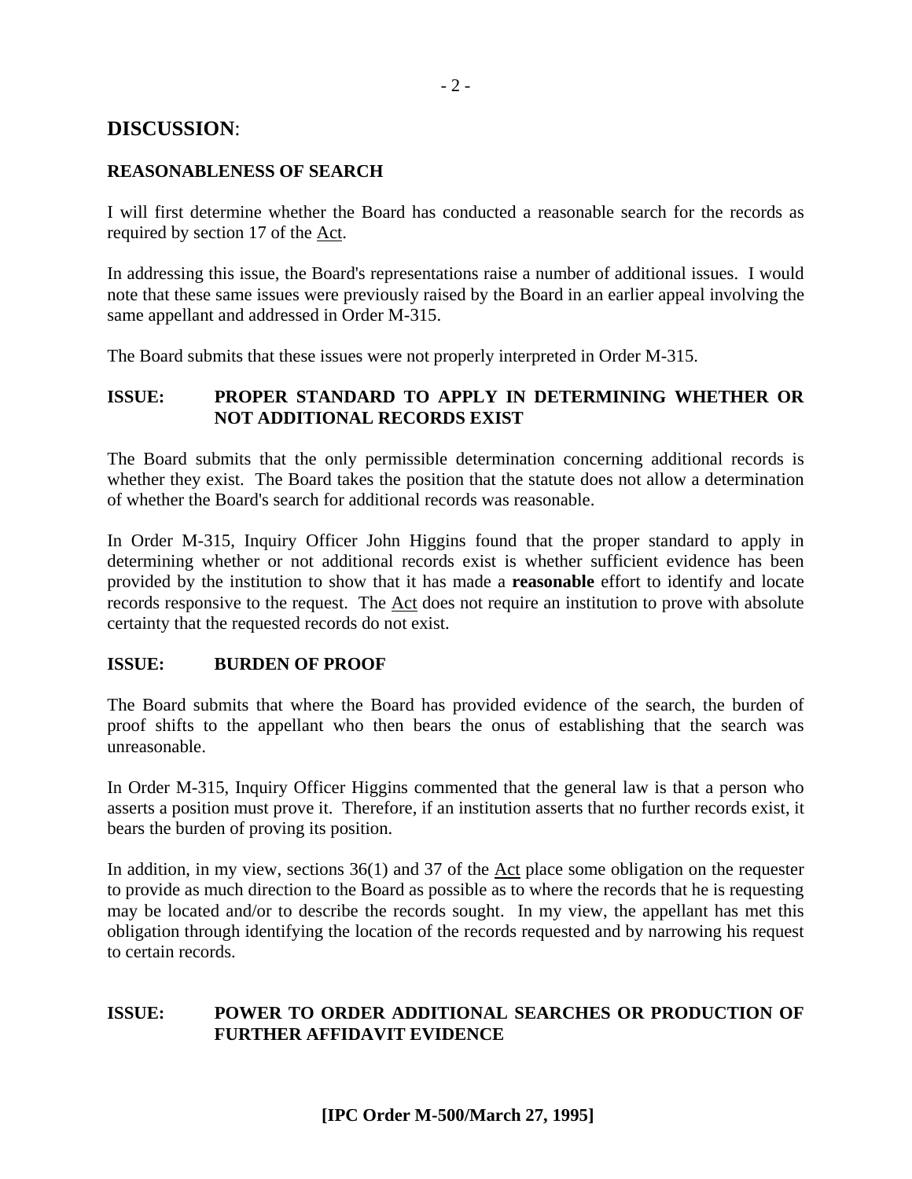## DISCUSSION:

### REASONABLENESS OF SEARCH

I will first determine whether the Board has conducted a reasonable search for the records as required by section 17 of the Act.

In addressing this issue, the Board's representations raise a number of additional issues. I would note that these same issues were previously raised by the Board in an earlier appeal involving the same appellant and addressed in Order M-315.

The Board submits that these issues were not properly interpreted in Order M-315.

### ISSUE: PROPER STANDARD TO APPLY IN DETERMINING WHETHER OR NOT ADDITIONAL RECORDS EXIST

The Board submits that the only permissible determination concerning additional records is whether they exist. The Board takes the position that the statute does not allow a determination of whether the Board's search for additional records was reasonable.

In Order M-315, Inquiry Officer John Higgins found that the proper standard to apply in determining whether or not additional records exist is whether sufficient evidence has been provided by the institution to show that it has made a **reasonable** effort to identify and locate records responsive to the request. The Act does not require an institution to prove with absolute certainty that the requested records do not exist.

### ISSUE: BURDEN OF PROOF

The Board submits that where the Board has provided evidence of the search, the burden of proof shifts to the appellant who then bears the onus of establishing that the search was unreasonable.

In Order M-315, Inquiry Officer Higgins commented that the general law is that a person who asserts a position must prove it. Therefore, if an institution asserts that no further records exist, it bears the burden of proving its position.

In addition, in my view, sections 36(1) and 37 of the Act place some obligation on the requester to provide as much direction to the Board as possible as to where the records that he is requesting may be located and/or to describe the records sought. In my view, the appellant has met this obligation through identifying the location of the records requested and by narrowing his request to certain records.

### ISSUE: POWER TO ORDER ADDITIONAL SEARCHES OR PRODUCTION OF FURTHER AFFIDAVIT EVIDENCE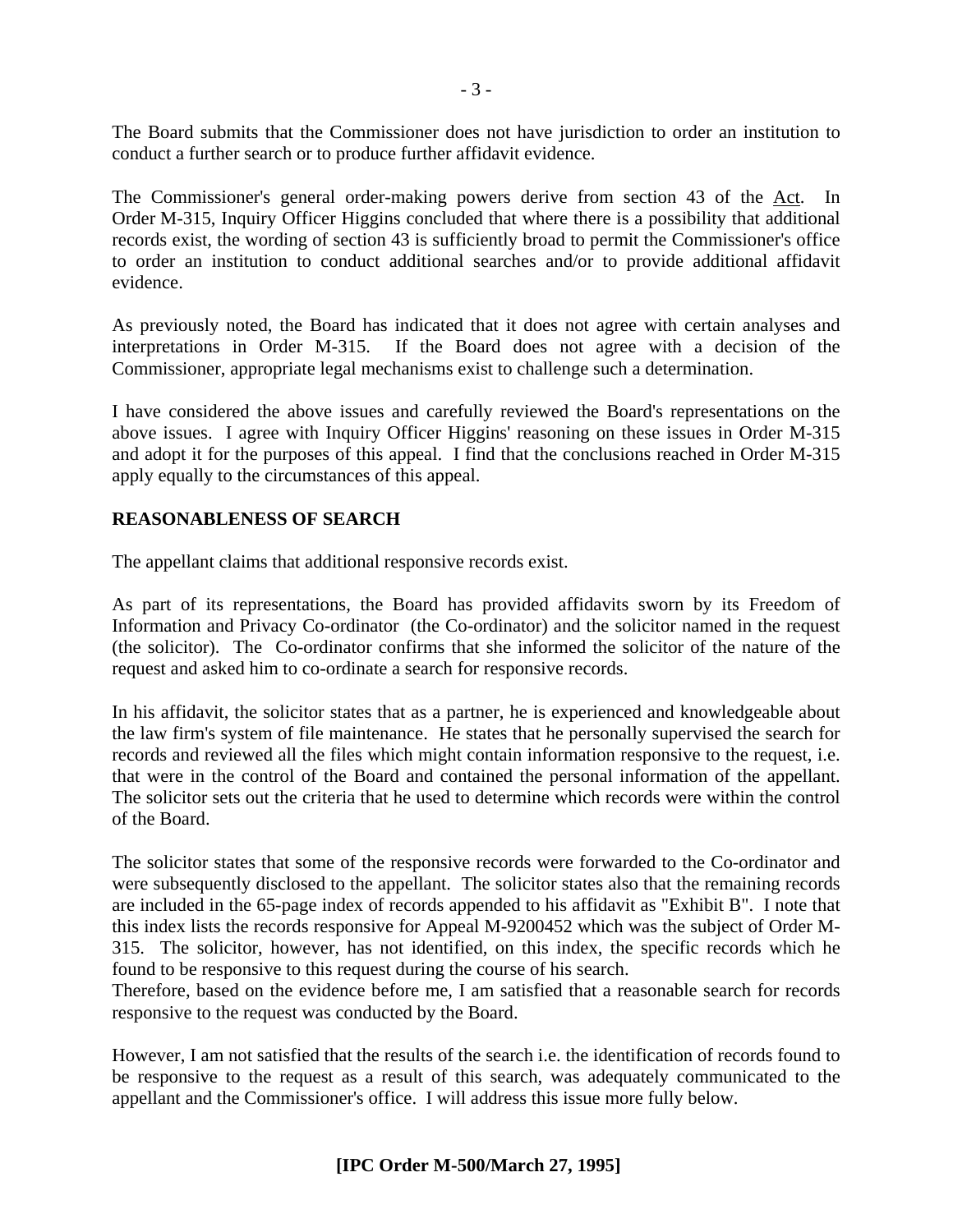The Board submits that the Commissioner does not have jurisdiction to order an institution to conduct a further search or to produce further affidavit evidence.

The Commissioner's general order-making powers derive from section 43 of the Act. In Order M-315, Inquiry Officer Higgins concluded that where there is a possibility that additional records exist, the wording of section 43 is sufficiently broad to permit the Commissioner's office to order an institution to conduct additional searches and/or to provide additional affidavit evidence.

As previously noted, the Board has indicated that it does not agree with certain analyses and interpretations in Order M-315. If the Board does not agree with a decision of the Commissioner, appropriate legal mechanisms exist to challenge such a determination.

I have considered the above issues and carefully reviewed the Board's representations on the above issues. I agree with Inquiry Officer Higgins' reasoning on these issues in Order M-315 and adopt it for the purposes of this appeal. I find that the conclusions reached in Order M-315 apply equally to the circumstances of this appeal.

## REASONABLENESS OF SEARCH

The appellant claims that additional responsive records exist.

As part of its representations, the Board has provided affidavits sworn by its Freedom of Information and Privacy Co-ordinator (the Co-ordinator) and the solicitor named in the request (the solicitor). The Co-ordinator confirms that she informed the solicitor of the nature of the request and asked him to co-ordinate a search for responsive records.

In his affidavit, the solicitor states that as a partner, he is experienced and knowledgeable about the law firm's system of file maintenance. He states that he personally supervised the search for records and reviewed all the files which might contain information responsive to the request, i.e. that were in the control of the Board and contained the personal information of the appellant. The solicitor sets out the criteria that he used to determine which records were within the control of the Board.

The solicitor states that some of the responsive records were forwarded to the Co-ordinator and were subsequently disclosed to the appellant. The solicitor states also that the remaining records are included in the 65-page index of records appended to his affidavit as "Exhibit B". I note that this index lists the records responsive for Appeal M-9200452 which was the subject of Order M-315. The solicitor, however, has not identified, on this index, the specific records which he found to be responsive to this request during the course of his search.

Therefore, based on the evidence before me, I am satisfied that a reasonable search for records responsive to the request was conducted by the Board.

However, I am not satisfied that the results of the search i.e. the identification of records found to be responsive to the request as a result of this search, was adequately communicated to the appellant and the Commissioner's office. I will address this issue more fully below.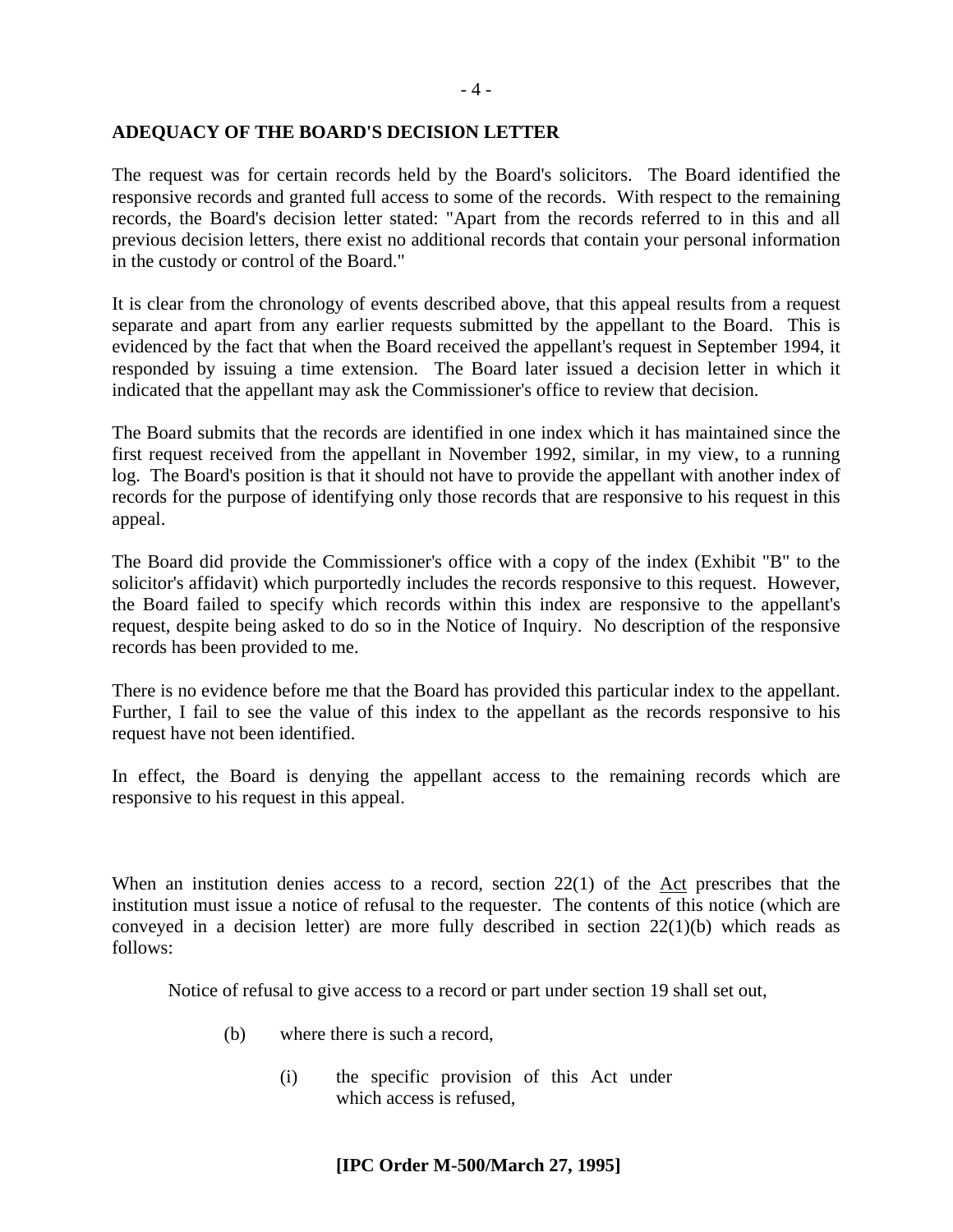## ADEQUACY OF THE BOARD'S DECISION LETTER

The request was for certain records held by the Board's solicitors. The Board identified the responsive records and granted full access to some of the records. With respect to the remaining records, the Board's decision letter stated: "Apart from the records referred to in this and all previous decision letters, there exist no additional records that contain your personal information in the custody or control of the Board."

It is clear from the chronology of events described above, that this appeal results from a request separate and apart from any earlier requests submitted by the appellant to the Board. This is evidenced by the fact that when the Board received the appellant's request in September 1994, it responded by issuing a time extension. The Board later issued a decision letter in which it indicated that the appellant may ask the Commissioner's office to review that decision.

The Board submits that the records are identified in one index which it has maintained since the first request received from the appellant in November 1992, similar, in my view, to a running log. The Board's position is that it should not have to provide the appellant with another index of records for the purpose of identifying only those records that are responsive to his request in this appeal.

The Board did provide the Commissioner's office with a copy of the index (Exhibit "B" to the solicitor's affidavit) which purportedly includes the records responsive to this request. However, the Board failed to specify which records within this index are responsive to the appellant's request, despite being asked to do so in the Notice of Inquiry. No description of the responsive records has been provided to me.

There is no evidence before me that the Board has provided this particular index to the appellant. Further, I fail to see the value of this index to the appellant as the records responsive to his request have not been identified.

In effect, the Board is denying the appellant access to the remaining records which are responsive to his request in this appeal.

When an institution denies access to a record, section 22(1) of the Act prescribes that the institution must issue a notice of refusal to the requester. The contents of this notice (which are conveyed in a decision letter) are more fully described in section 22(1)(b) which reads as follows:

> Notice of refusal to give access to a record or part under section 19 shall set out,
>
> (b) where there is such a record,
>
> (i) the specific provision of this Act under which access is refused,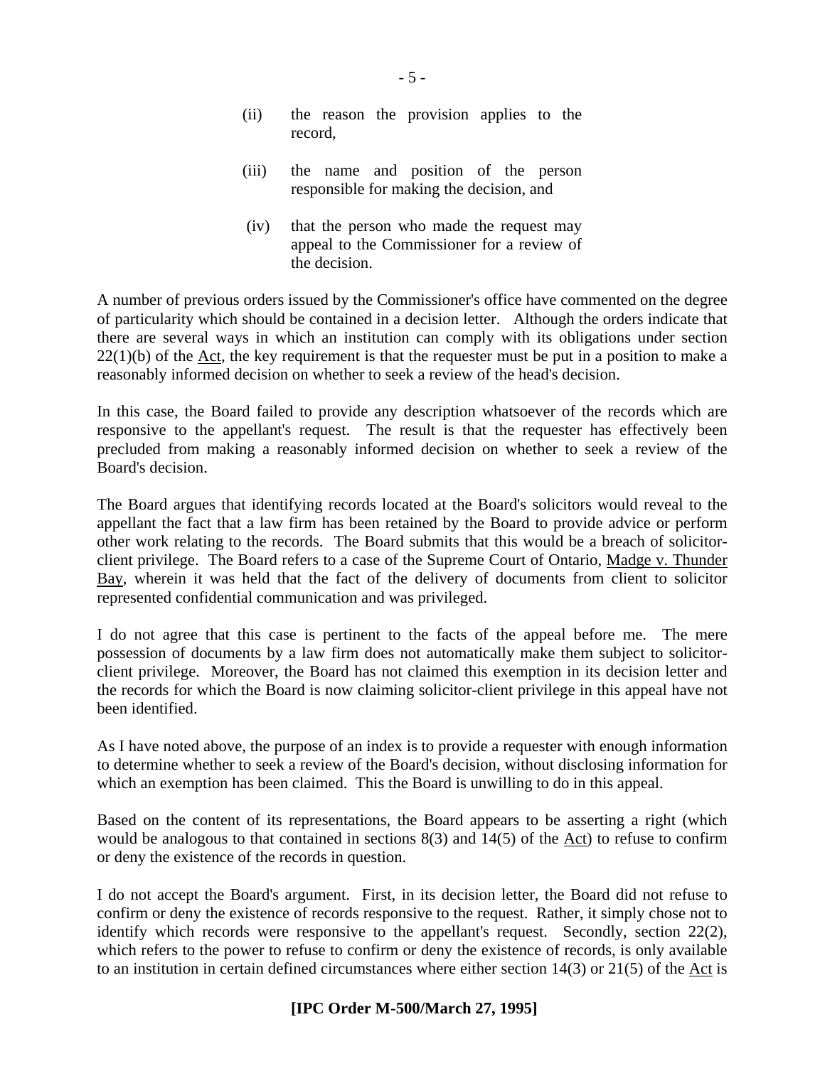(ii) the reason the provision applies to the record,

(iii) the name and position of the person responsible for making the decision, and

(iv) that the person who made the request may appeal to the Commissioner for a review of the decision.

A number of previous orders issued by the Commissioner's office have commented on the degree of particularity which should be contained in a decision letter. Although the orders indicate that there are several ways in which an institution can comply with its obligations under section 22(1)(b) of the Act, the key requirement is that the requester must be put in a position to make a reasonably informed decision on whether to seek a review of the head's decision.

In this case, the Board failed to provide any description whatsoever of the records which are responsive to the appellant's request. The result is that the requester has effectively been precluded from making a reasonably informed decision on whether to seek a review of the Board's decision.

The Board argues that identifying records located at the Board's solicitors would reveal to the appellant the fact that a law firm has been retained by the Board to provide advice or perform other work relating to the records. The Board submits that this would be a breach of solicitor-client privilege. The Board refers to a case of the Supreme Court of Ontario, Madge v. Thunder Bay, wherein it was held that the fact of the delivery of documents from client to solicitor represented confidential communication and was privileged.

I do not agree that this case is pertinent to the facts of the appeal before me. The mere possession of documents by a law firm does not automatically make them subject to solicitor-client privilege. Moreover, the Board has not claimed this exemption in its decision letter and the records for which the Board is now claiming solicitor-client privilege in this appeal have not been identified.

As I have noted above, the purpose of an index is to provide a requester with enough information to determine whether to seek a review of the Board's decision, without disclosing information for which an exemption has been claimed. This the Board is unwilling to do in this appeal.

Based on the content of its representations, the Board appears to be asserting a right (which would be analogous to that contained in sections 8(3) and 14(5) of the Act) to refuse to confirm or deny the existence of the records in question.

I do not accept the Board's argument. First, in its decision letter, the Board did not refuse to confirm or deny the existence of records responsive to the request. Rather, it simply chose not to identify which records were responsive to the appellant's request. Secondly, section 22(2), which refers to the power to refuse to confirm or deny the existence of records, is only available to an institution in certain defined circumstances where either section 14(3) or 21(5) of the Act is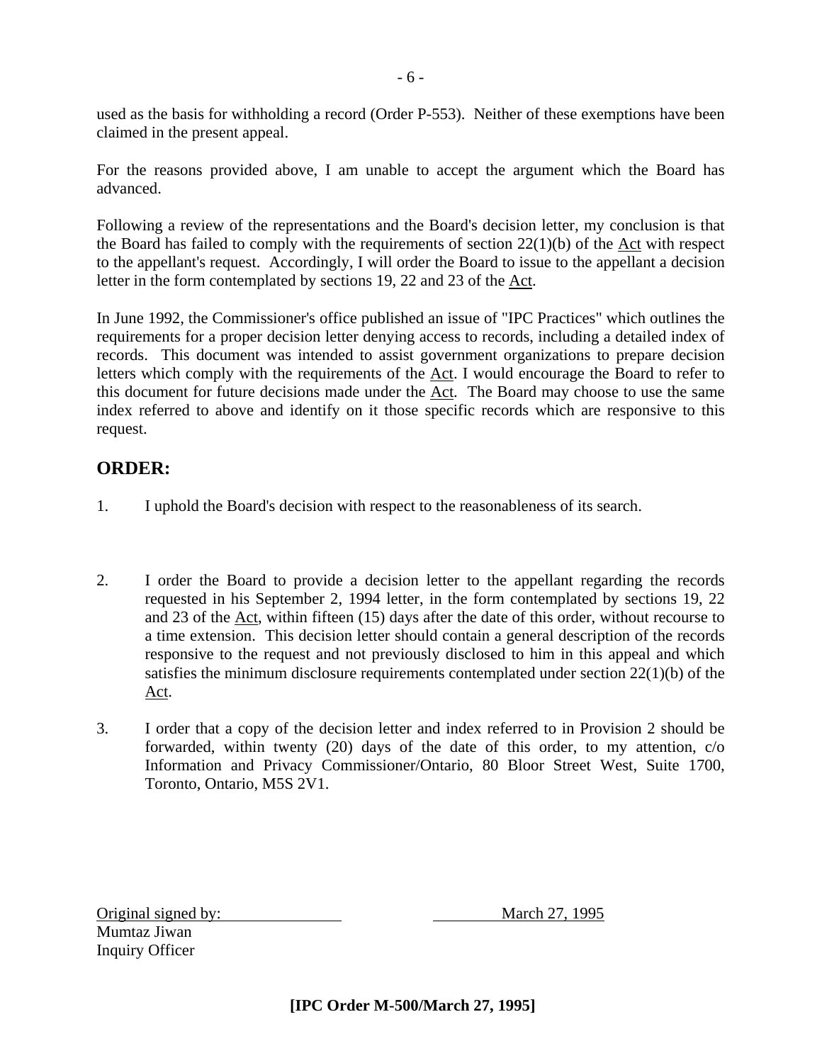used as the basis for withholding a record (Order P-553). Neither of these exemptions have been claimed in the present appeal.

For the reasons provided above, I am unable to accept the argument which the Board has advanced.

Following a review of the representations and the Board's decision letter, my conclusion is that the Board has failed to comply with the requirements of section 22(1)(b) of the Act with respect to the appellant's request. Accordingly, I will order the Board to issue to the appellant a decision letter in the form contemplated by sections 19, 22 and 23 of the Act.

In June 1992, the Commissioner's office published an issue of "IPC Practices" which outlines the requirements for a proper decision letter denying access to records, including a detailed index of records. This document was intended to assist government organizations to prepare decision letters which comply with the requirements of the Act. I would encourage the Board to refer to this document for future decisions made under the Act. The Board may choose to use the same index referred to above and identify on it those specific records which are responsive to this request.

## ORDER:

1. I uphold the Board's decision with respect to the reasonableness of its search.

2. I order the Board to provide a decision letter to the appellant regarding the records requested in his September 2, 1994 letter, in the form contemplated by sections 19, 22 and 23 of the Act, within fifteen (15) days after the date of this order, without recourse to a time extension. This decision letter should contain a general description of the records responsive to the request and not previously disclosed to him in this appeal and which satisfies the minimum disclosure requirements contemplated under section 22(1)(b) of the Act.

3. I order that a copy of the decision letter and index referred to in Provision 2 should be forwarded, within twenty (20) days of the date of this order, to my attention, c/o Information and Privacy Commissioner/Ontario, 80 Bloor Street West, Suite 1700, Toronto, Ontario, M5S 2V1.

Original signed by: March 27, 1995
Mumtaz Jiwan
Inquiry Officer